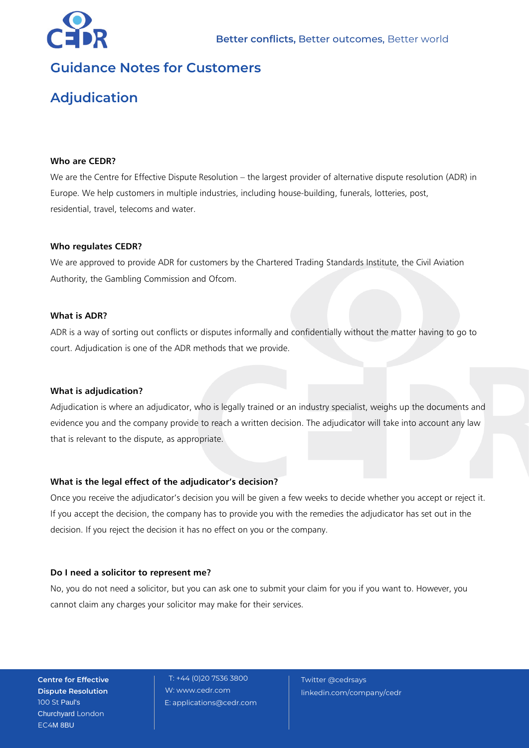Better conflicts, Better outcomes, Better world

# Guidance Notes for Customers

# Adjudication

### Who are CEDR?

We are the Centre for Effective Dispute Resolution – the largest provider of alternative dispute resolution (ADR) in Europe. We help customers in multiple industries, including house-building, funerals, lotteries, post, residential, travel, telecoms and water.

### Who regulates CEDR?

We are approved to provide ADR for customers by the Chartered Trading Standards Institute, the Civil Aviation Authority, the Gambling Commission and Ofcom.

### What is ADR?

ADR is a way of sorting out conflicts or disputes informally and confidentially without the matter having to go to court. Adjudication is one of the ADR methods that we provide.

### What is adjudication?

Adjudication is where an adjudicator, who is legally trained or an industry specialist, weighs up the documents and evidence you and the company provide to reach a written decision. The adjudicator will take into account any law that is relevant to the dispute, as appropriate.

### What is the legal effect of the adjudicator's decision?

Once you receive the adjudicator's decision you will be given a few weeks to decide whether you accept or reject it. If you accept the decision, the company has to provide you with the remedies the adjudicator has set out in the decision. If you reject the decision it has no effect on you or the company.

### Do I need a solicitor to represent me?

No, you do not need a solicitor, but you can ask one to submit your claim for you if you want to. However, you cannot claim any charges your solicitor may make for their services.

**Centre for Effective Dispute Resolution**
100 St Paul's Churchyard London EC4M 8BU

T: +44 (0)20 7536 3800
W: www.cedr.com
E: applications@cedr.com

Twitter @cedrsays
linkedin.com/company/cedr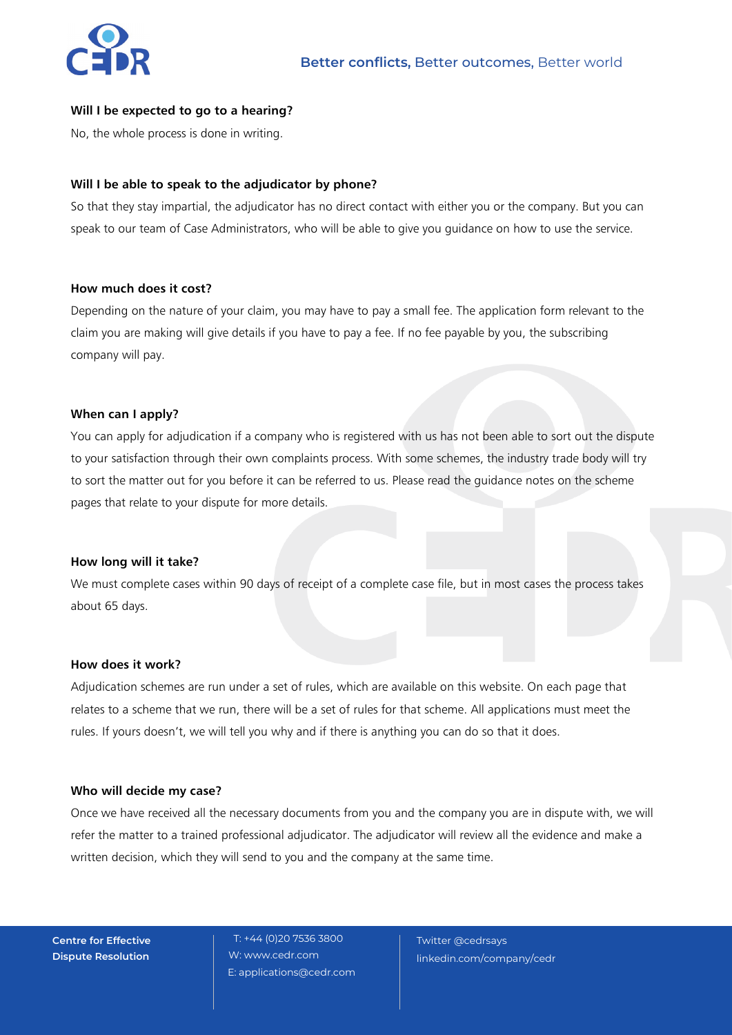**Will I be expected to go to a hearing?**

No, the whole process is done in writing.

**Will I be able to speak to the adjudicator by phone?**

So that they stay impartial, the adjudicator has no direct contact with either you or the company. But you can speak to our team of Case Administrators, who will be able to give you guidance on how to use the service.

**How much does it cost?**

Depending on the nature of your claim, you may have to pay a small fee. The application form relevant to the claim you are making will give details if you have to pay a fee. If no fee payable by you, the subscribing company will pay.

**When can I apply?**

You can apply for adjudication if a company who is registered with us has not been able to sort out the dispute to your satisfaction through their own complaints process. With some schemes, the industry trade body will try to sort the matter out for you before it can be referred to us. Please read the guidance notes on the scheme pages that relate to your dispute for more details.

**How long will it take?**

We must complete cases within 90 days of receipt of a complete case file, but in most cases the process takes about 65 days.

**How does it work?**

Adjudication schemes are run under a set of rules, which are available on this website. On each page that relates to a scheme that we run, there will be a set of rules for that scheme. All applications must meet the rules. If yours doesn't, we will tell you why and if there is anything you can do so that it does.

**Who will decide my case?**

Once we have received all the necessary documents from you and the company you are in dispute with, we will refer the matter to a trained professional adjudicator. The adjudicator will review all the evidence and make a written decision, which they will send to you and the company at the same time.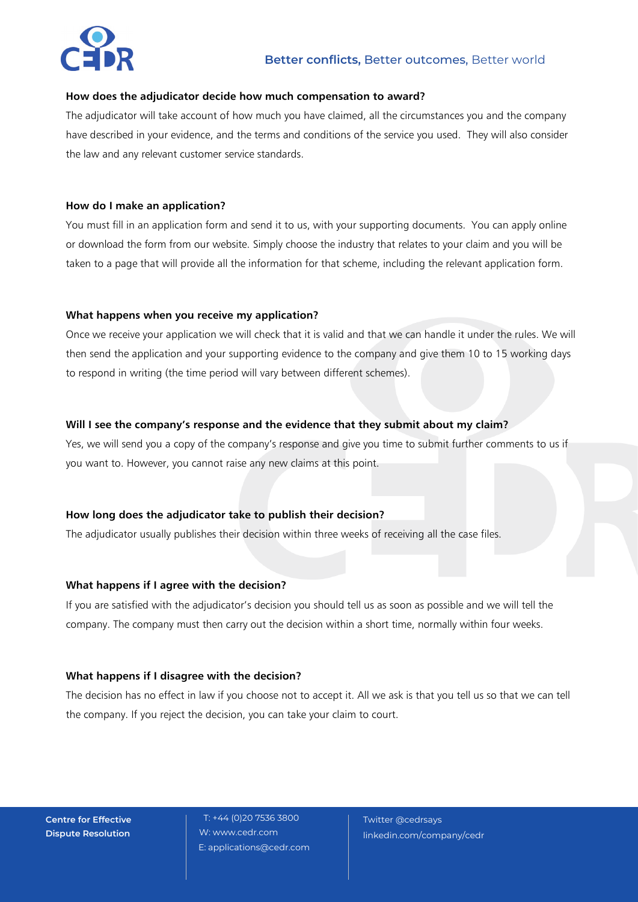**How does the adjudicator decide how much compensation to award?**

The adjudicator will take account of how much you have claimed, all the circumstances you and the company have described in your evidence, and the terms and conditions of the service you used. They will also consider the law and any relevant customer service standards.

**How do I make an application?**

You must fill in an application form and send it to us, with your supporting documents. You can apply online or download the form from our website. Simply choose the industry that relates to your claim and you will be taken to a page that will provide all the information for that scheme, including the relevant application form.

**What happens when you receive my application?**

Once we receive your application we will check that it is valid and that we can handle it under the rules. We will then send the application and your supporting evidence to the company and give them 10 to 15 working days to respond in writing (the time period will vary between different schemes).

**Will I see the company's response and the evidence that they submit about my claim?**

Yes, we will send you a copy of the company's response and give you time to submit further comments to us if you want to. However, you cannot raise any new claims at this point.

**How long does the adjudicator take to publish their decision?**

The adjudicator usually publishes their decision within three weeks of receiving all the case files.

**What happens if I agree with the decision?**

If you are satisfied with the adjudicator's decision you should tell us as soon as possible and we will tell the company. The company must then carry out the decision within a short time, normally within four weeks.

**What happens if I disagree with the decision?**

The decision has no effect in law if you choose not to accept it. All we ask is that you tell us so that we can tell the company. If you reject the decision, you can take your claim to court.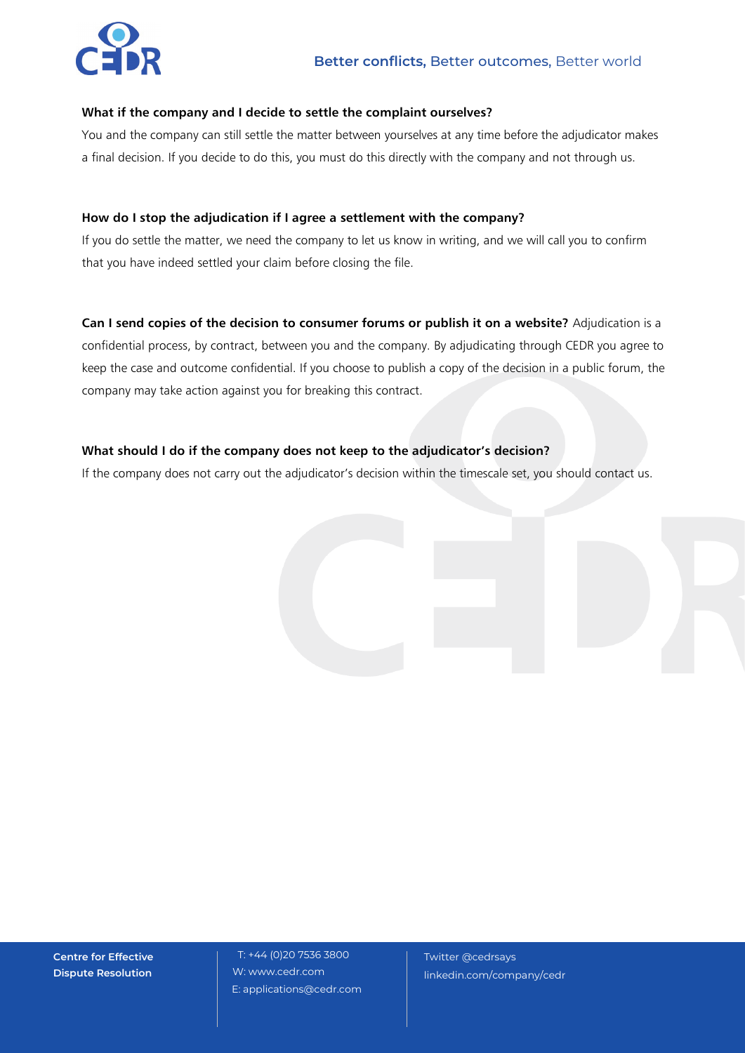**What if the company and I decide to settle the complaint ourselves?**

You and the company can still settle the matter between yourselves at any time before the adjudicator makes a final decision. If you decide to do this, you must do this directly with the company and not through us.

**How do I stop the adjudication if I agree a settlement with the company?**

If you do settle the matter, we need the company to let us know in writing, and we will call you to confirm that you have indeed settled your claim before closing the file.

**Can I send copies of the decision to consumer forums or publish it on a website?** Adjudication is a confidential process, by contract, between you and the company. By adjudicating through CEDR you agree to keep the case and outcome confidential. If you choose to publish a copy of the decision in a public forum, the company may take action against you for breaking this contract.

**What should I do if the company does not keep to the adjudicator's decision?**

If the company does not carry out the adjudicator's decision within the timescale set, you should contact us.